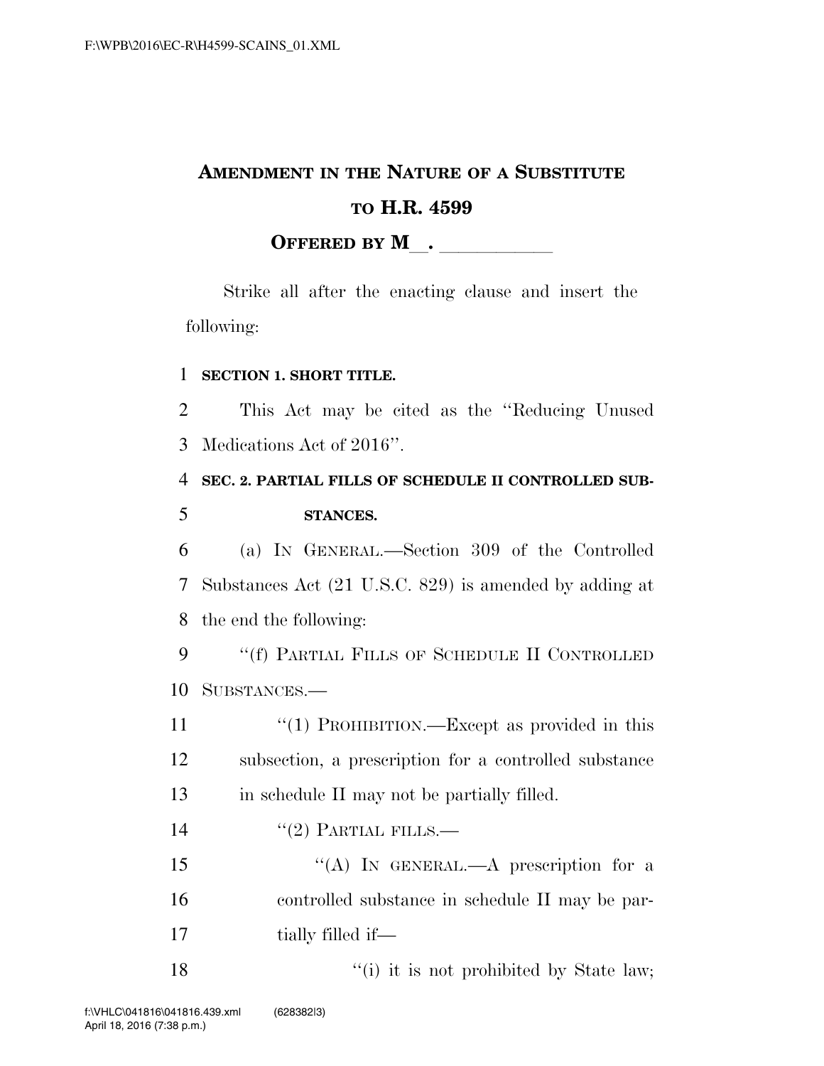# AMENDMENT IN THE NATURE OF A SUBSTITUTE TO H.R. 4599

**OFFERED BY M\_\_. \_\_\_\_\_\_\_\_\_\_\_\_**

Strike all after the enacting clause and insert the following:

**SECTION 1. SHORT TITLE.**

This Act may be cited as the ''Reducing Unused Medications Act of 2016''.

**SEC. 2. PARTIAL FILLS OF SCHEDULE II CONTROLLED SUBSTANCES.**

(a) IN GENERAL.—Section 309 of the Controlled Substances Act (21 U.S.C. 829) is amended by adding at the end the following:

''(f) PARTIAL FILLS OF SCHEDULE II CONTROLLED SUBSTANCES.—

''(1) PROHIBITION.—Except as provided in this subsection, a prescription for a controlled substance in schedule II may not be partially filled.

''(2) PARTIAL FILLS.—

''(A) IN GENERAL.—A prescription for a controlled substance in schedule II may be partially filled if—

''(i) it is not prohibited by State law;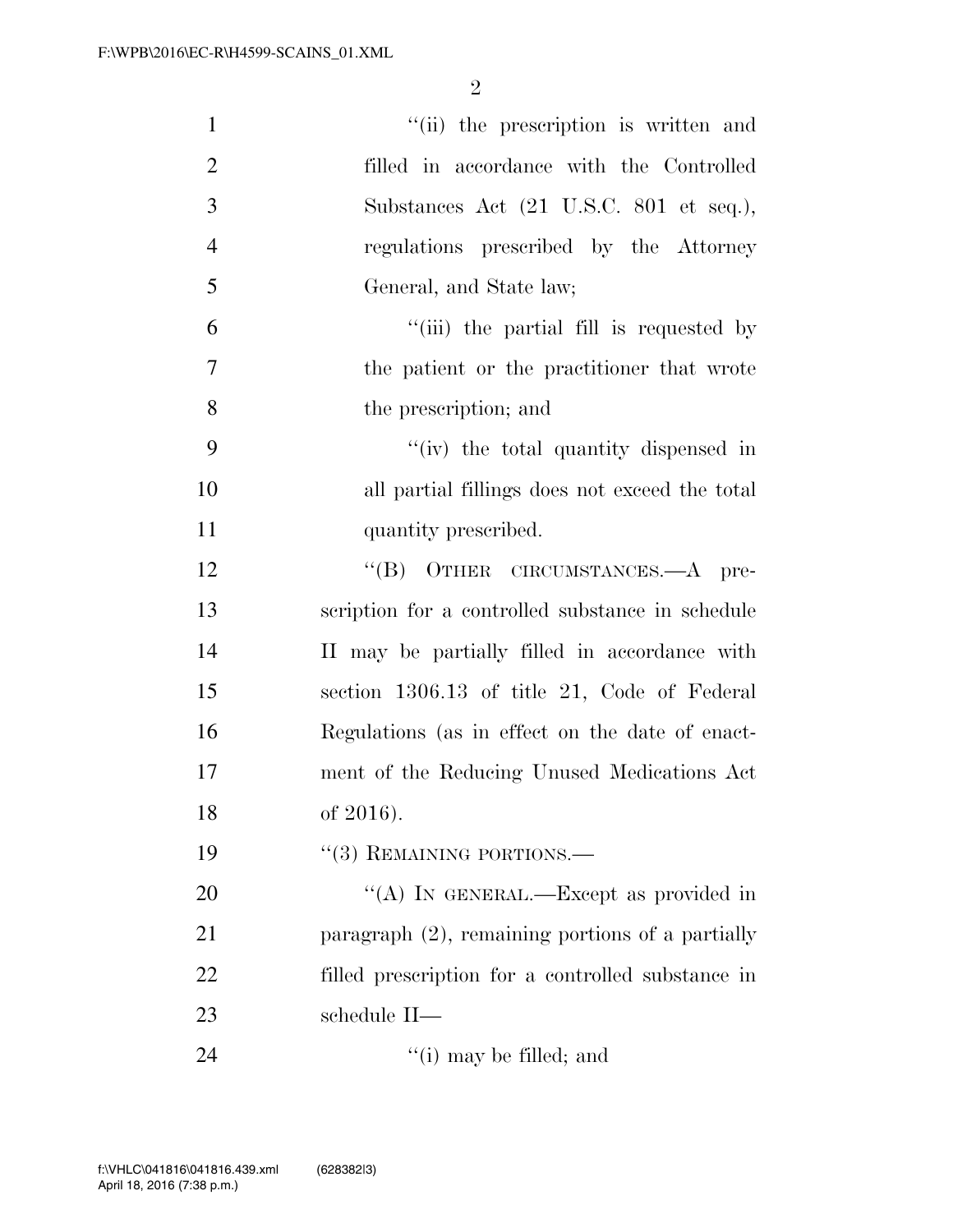"(ii) the prescription is written and filled in accordance with the Controlled Substances Act (21 U.S.C. 801 et seq.), regulations prescribed by the Attorney General, and State law;

"(iii) the partial fill is requested by the patient or the practitioner that wrote the prescription; and

"(iv) the total quantity dispensed in all partial fillings does not exceed the total quantity prescribed.

"(B) OTHER CIRCUMSTANCES.—A prescription for a controlled substance in schedule II may be partially filled in accordance with section 1306.13 of title 21, Code of Federal Regulations (as in effect on the date of enactment of the Reducing Unused Medications Act of 2016).

"(3) REMAINING PORTIONS.—

"(A) IN GENERAL.—Except as provided in paragraph (2), remaining portions of a partially filled prescription for a controlled substance in schedule II—

"(i) may be filled; and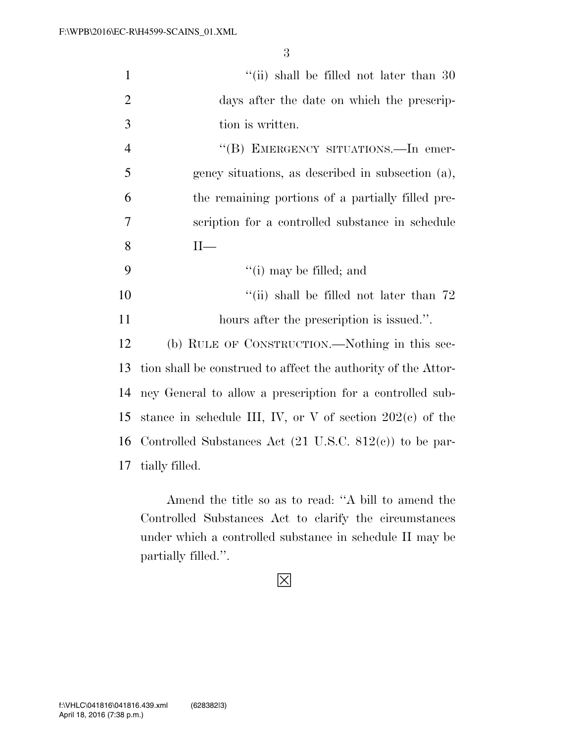"(ii) shall be filled not later than 30 days after the date on which the prescription is written.

"(B) EMERGENCY SITUATIONS.—In emergency situations, as described in subsection (a), the remaining portions of a partially filled prescription for a controlled substance in schedule II—

"(i) may be filled; and

"(ii) shall be filled not later than 72 hours after the prescription is issued.".

(b) RULE OF CONSTRUCTION.—Nothing in this section shall be construed to affect the authority of the Attorney General to allow a prescription for a controlled substance in schedule III, IV, or V of section 202(c) of the Controlled Substances Act (21 U.S.C. 812(c)) to be partially filled.

Amend the title so as to read: "A bill to amend the Controlled Substances Act to clarify the circumstances under which a controlled substance in schedule II may be partially filled.".